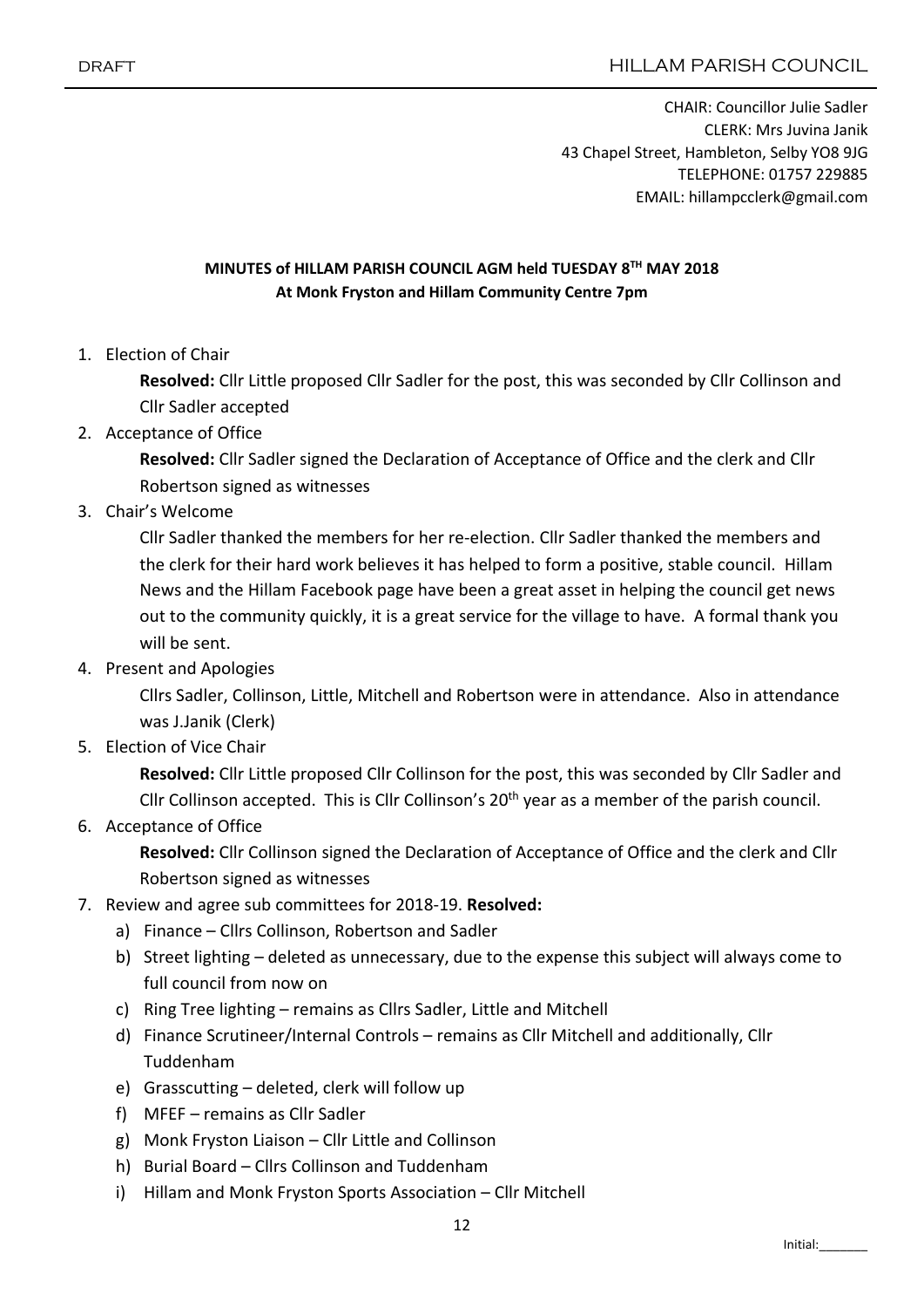DRAFT

CHAIR: Councillor Julie Sadler
CLERK: Mrs Juvina Janik
43 Chapel Street, Hambleton, Selby YO8 9JG
TELEPHONE: 01757 229885
EMAIL: hillampcclerk@gmail.com

**MINUTES of HILLAM PARISH COUNCIL AGM held TUESDAY 8TH MAY 2018**
**At Monk Fryston and Hillam Community Centre 7pm**

1. Election of Chair

   **Resolved:** Cllr Little proposed Cllr Sadler for the post, this was seconded by Cllr Collinson and Cllr Sadler accepted

2. Acceptance of Office

   **Resolved:** Cllr Sadler signed the Declaration of Acceptance of Office and the clerk and Cllr Robertson signed as witnesses

3. Chair's Welcome

   Cllr Sadler thanked the members for her re-election. Cllr Sadler thanked the members and the clerk for their hard work believes it has helped to form a positive, stable council. Hillam News and the Hillam Facebook page have been a great asset in helping the council get news out to the community quickly, it is a great service for the village to have. A formal thank you will be sent.

4. Present and Apologies

   Cllrs Sadler, Collinson, Little, Mitchell and Robertson were in attendance. Also in attendance was J.Janik (Clerk)

5. Election of Vice Chair

   **Resolved:** Cllr Little proposed Cllr Collinson for the post, this was seconded by Cllr Sadler and Cllr Collinson accepted. This is Cllr Collinson's 20th year as a member of the parish council.

6. Acceptance of Office

   **Resolved:** Cllr Collinson signed the Declaration of Acceptance of Office and the clerk and Cllr Robertson signed as witnesses

7. Review and agree sub committees for 2018-19. **Resolved:**
   a) Finance – Cllrs Collinson, Robertson and Sadler
   b) Street lighting – deleted as unnecessary, due to the expense this subject will always come to full council from now on
   c) Ring Tree lighting – remains as Cllrs Sadler, Little and Mitchell
   d) Finance Scrutineer/Internal Controls – remains as Cllr Mitchell and additionally, Cllr Tuddenham
   e) Grasscutting – deleted, clerk will follow up
   f) MFEF – remains as Cllr Sadler
   g) Monk Fryston Liaison – Cllr Little and Collinson
   h) Burial Board – Cllrs Collinson and Tuddenham
   i) Hillam and Monk Fryston Sports Association – Cllr Mitchell

Initial:_______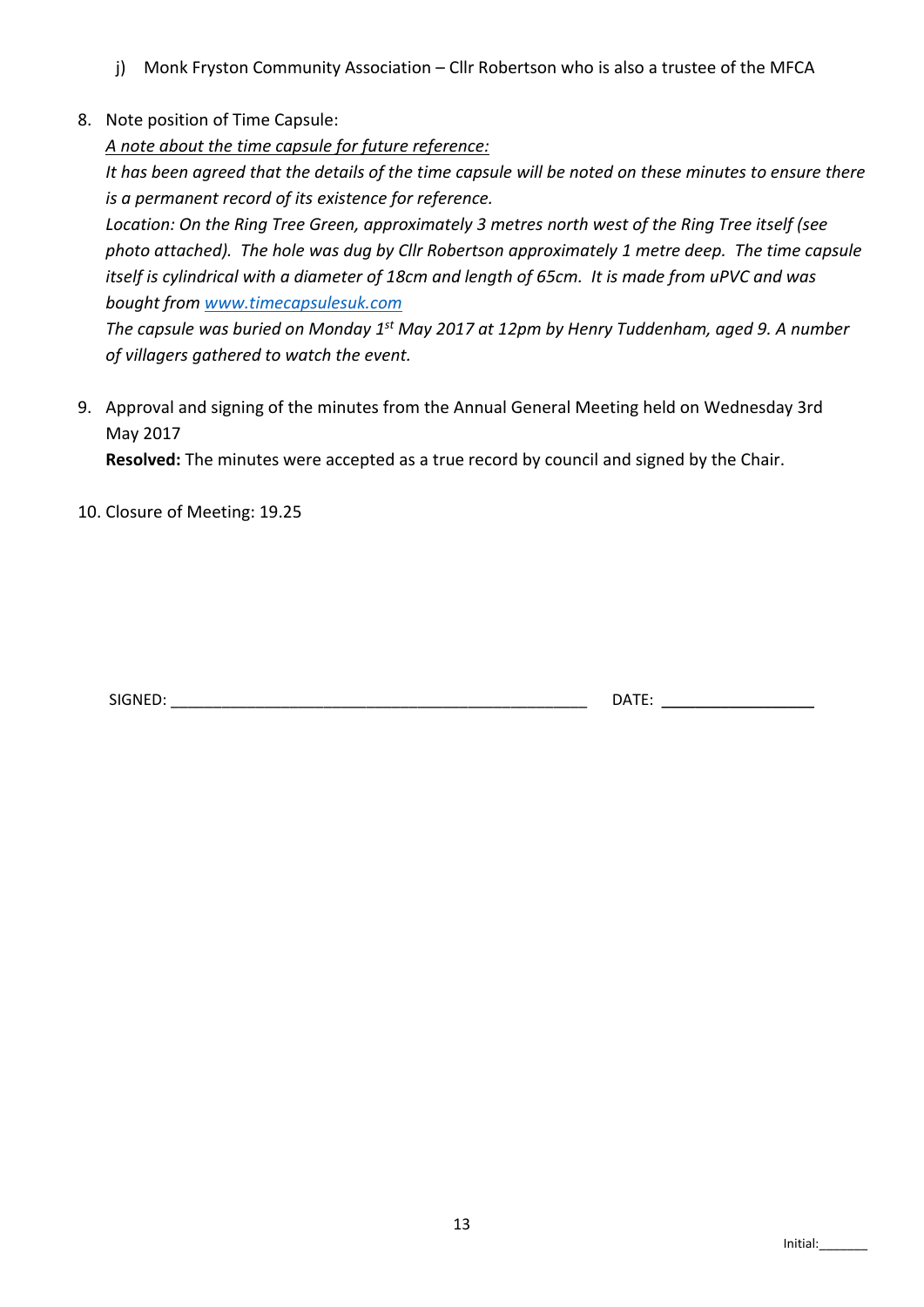j) Monk Fryston Community Association – Cllr Robertson who is also a trustee of the MFCA

8. Note position of Time Capsule:

   *A note about the time capsule for future reference:*

   *It has been agreed that the details of the time capsule will be noted on these minutes to ensure there is a permanent record of its existence for reference.*

   *Location: On the Ring Tree Green, approximately 3 metres north west of the Ring Tree itself (see photo attached). The hole was dug by Cllr Robertson approximately 1 metre deep. The time capsule itself is cylindrical with a diameter of 18cm and length of 65cm. It is made from uPVC and was bought from [www.timecapsulesuk.com](http://www.timecapsulesuk.com)*

   *The capsule was buried on Monday 1st May 2017 at 12pm by Henry Tuddenham, aged 9. A number of villagers gathered to watch the event.*

9. Approval and signing of the minutes from the Annual General Meeting held on Wednesday 3rd May 2017

   **Resolved:** The minutes were accepted as a true record by council and signed by the Chair.

10. Closure of Meeting: 19.25

SIGNED: ________________________________________________ DATE: _________________

Initial:_______